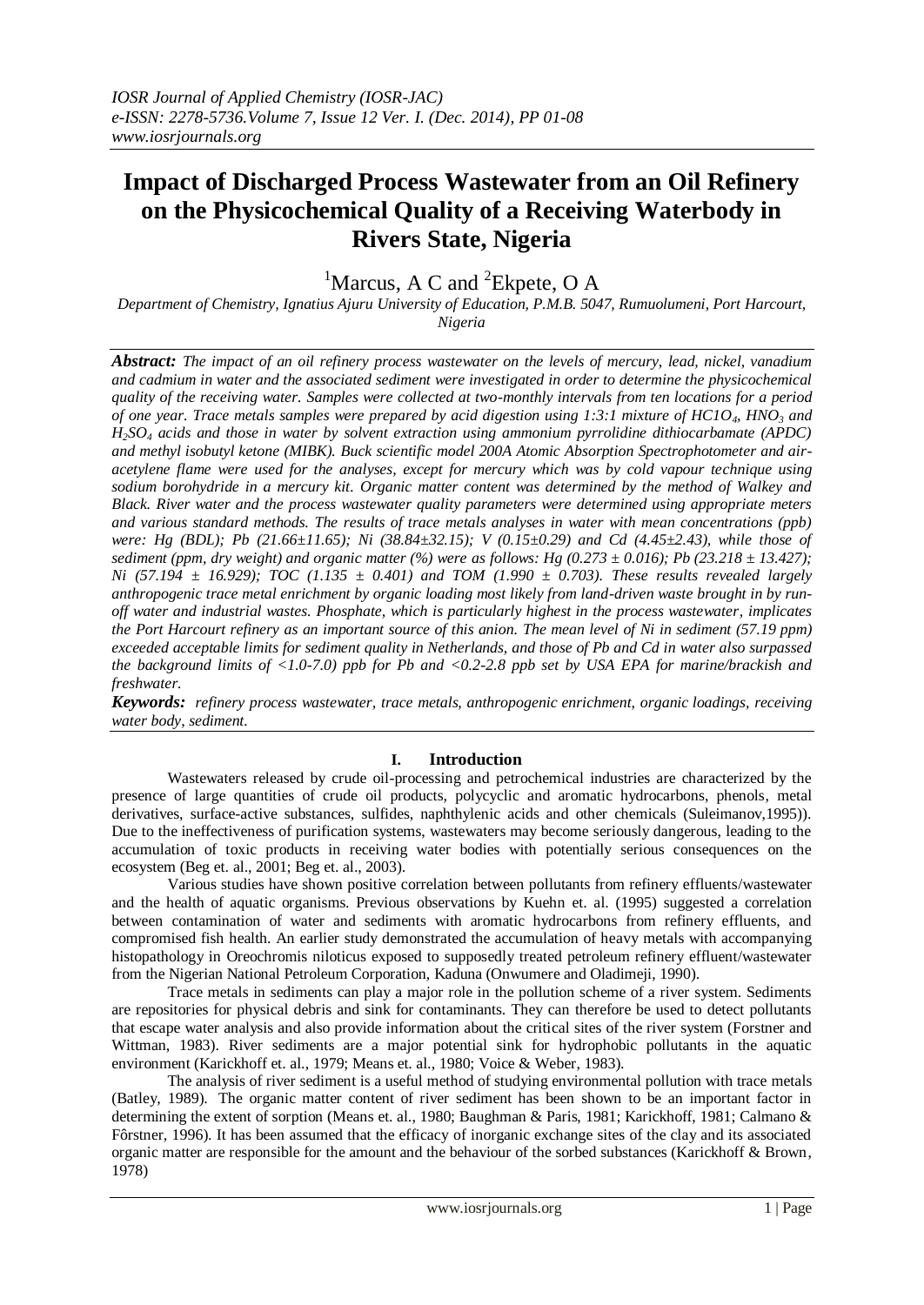# Impact of Discharged Process Wastewater from an Oil Refinery on the Physicochemical Quality of a Receiving Waterbody in Rivers State, Nigeria

[1]Marcus, A C and [2]Ekpete, O A

*Department of Chemistry, Ignatius Ajuru University of Education, P.M.B. 5047, Rumuolumeni, Port Harcourt, Nigeria*

***Abstract:*** *The impact of an oil refinery process wastewater on the levels of mercury, lead, nickel, vanadium and cadmium in water and the associated sediment were investigated in order to determine the physicochemical quality of the receiving water. Samples were collected at two-monthly intervals from ten locations for a period of one year. Trace metals samples were prepared by acid digestion using 1:3:1 mixture of $HC1O_4$, $HNO_3$ and $H_2SO_4$ acids and those in water by solvent extraction using ammonium pyrrolidine dithiocarbamate (APDC) and methyl isobutyl ketone (MIBK). Buck scientific model 200A Atomic Absorption Spectrophotometer and air-acetylene flame were used for the analyses, except for mercury which was by cold vapour technique using sodium borohydride in a mercury kit. Organic matter content was determined by the method of Walkey and Black. River water and the process wastewater quality parameters were determined using appropriate meters and various standard methods. The results of trace metals analyses in water with mean concentrations (ppb) were: Hg (BDL); Pb (21.66±11.65); Ni (38.84±32.15); V (0.15±0.29) and Cd (4.45±2.43), while those of sediment (ppm, dry weight) and organic matter (%) were as follows: Hg (0.273 ± 0.016); Pb (23.218 ± 13.427); Ni (57.194 ± 16.929); TOC (1.135 ± 0.401) and TOM (1.990 ± 0.703). These results revealed largely anthropogenic trace metal enrichment by organic loading most likely from land-driven waste brought in by run-off water and industrial wastes. Phosphate, which is particularly highest in the process wastewater, implicates the Port Harcourt refinery as an important source of this anion. The mean level of Ni in sediment (57.19 ppm) exceeded acceptable limits for sediment quality in Netherlands, and those of Pb and Cd in water also surpassed the background limits of <1.0-7.0) ppb for Pb and <0.2-2.8 ppb set by USA EPA for marine/brackish and freshwater.*

***Keywords:*** *refinery process wastewater, trace metals, anthropogenic enrichment, organic loadings, receiving water body, sediment.*

## I. Introduction

Wastewaters released by crude oil-processing and petrochemical industries are characterized by the presence of large quantities of crude oil products, polycyclic and aromatic hydrocarbons, phenols, metal derivatives, surface-active substances, sulfides, naphthylenic acids and other chemicals (Suleimanov,1995)). Due to the ineffectiveness of purification systems, wastewaters may become seriously dangerous, leading to the accumulation of toxic products in receiving water bodies with potentially serious consequences on the ecosystem (Beg et. al., 2001; Beg et. al., 2003).

Various studies have shown positive correlation between pollutants from refinery effluents/wastewater and the health of aquatic organisms. Previous observations by Kuehn et. al. (1995) suggested a correlation between contamination of water and sediments with aromatic hydrocarbons from refinery effluents, and compromised fish health. An earlier study demonstrated the accumulation of heavy metals with accompanying histopathology in Oreochromis niloticus exposed to supposedly treated petroleum refinery effluent/wastewater from the Nigerian National Petroleum Corporation, Kaduna (Onwumere and Oladimeji, 1990).

Trace metals in sediments can play a major role in the pollution scheme of a river system. Sediments are repositories for physical debris and sink for contaminants. They can therefore be used to detect pollutants that escape water analysis and also provide information about the critical sites of the river system (Forstner and Wittman, 1983). River sediments are a major potential sink for hydrophobic pollutants in the aquatic environment (Karickhoff et. al., 1979; Means et. al., 1980; Voice & Weber, 1983).

The analysis of river sediment is a useful method of studying environmental pollution with trace metals (Batley, 1989). The organic matter content of river sediment has been shown to be an important factor in determining the extent of sorption (Means et. al., 1980; Baughman & Paris, 1981; Karickhoff, 1981; Calmano & Fôrstner, 1996). It has been assumed that the efficacy of inorganic exchange sites of the clay and its associated organic matter are responsible for the amount and the behaviour of the sorbed substances (Karickhoff & Brown, 1978)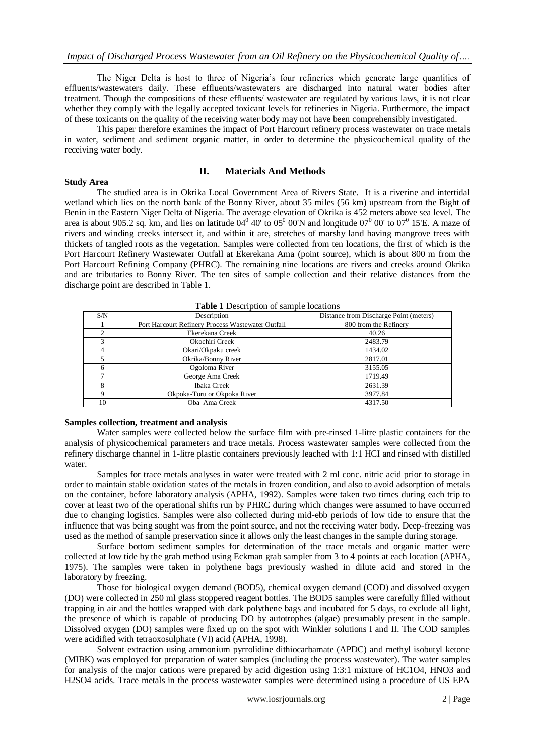The Niger Delta is host to three of Nigeria's four refineries which generate large quantities of effluents/wastewaters daily. These effluents/wastewaters are discharged into natural water bodies after treatment. Though the compositions of these effluents/ wastewater are regulated by various laws, it is not clear whether they comply with the legally accepted toxicant levels for refineries in Nigeria. Furthermore, the impact of these toxicants on the quality of the receiving water body may not have been comprehensibly investigated.

This paper therefore examines the impact of Port Harcourt refinery process wastewater on trace metals in water, sediment and sediment organic matter, in order to determine the physicochemical quality of the receiving water body.

## II. Materials And Methods

### Study Area

The studied area is in Okrika Local Government Area of Rivers State. It is a riverine and intertidal wetland which lies on the north bank of the Bonny River, about 35 miles (56 km) upstream from the Bight of Benin in the Eastern Niger Delta of Nigeria. The average elevation of Okrika is 452 meters above sea level. The area is about 905.2 sq. km, and lies on latitude $04^0$ 40' to $05^0$ 00'N and longitude $07^0$ 00' to $07^0$ 15'E. A maze of rivers and winding creeks intersect it, and within it are, stretches of marshy land having mangrove trees with thickets of tangled roots as the vegetation. Samples were collected from ten locations, the first of which is the Port Harcourt Refinery Wastewater Outfall at Ekerekana Ama (point source), which is about 800 m from the Port Harcourt Refining Company (PHRC). The remaining nine locations are rivers and creeks around Okrika and are tributaries to Bonny River. The ten sites of sample collection and their relative distances from the discharge point are described in Table 1.

**Table 1** Description of sample locations

| S/N | Description | Distance from Discharge Point (meters) |
|---|---|---|
| 1 | Port Harcourt Refinery Process Wastewater Outfall | 800 from the Refinery |
| 2 | Ekerekana Creek | 40.26 |
| 3 | Okochiri Creek | 2483.79 |
| 4 | Okari/Okpaku creek | 1434.02 |
| 5 | Okrika/Bonny River | 2817.01 |
| 6 | Ogoloma River | 3155.05 |
| 7 | George Ama Creek | 1719.49 |
| 8 | Ibaka Creek | 2631.39 |
| 9 | Okpoka-Toru or Okpoka River | 3977.84 |
| 10 | Oba Ama Creek | 4317.50 |

### Samples collection, treatment and analysis

Water samples were collected below the surface film with pre-rinsed 1-litre plastic containers for the analysis of physicochemical parameters and trace metals. Process wastewater samples were collected from the refinery discharge channel in 1-litre plastic containers previously leached with 1:1 HCI and rinsed with distilled water.

Samples for trace metals analyses in water were treated with 2 ml conc. nitric acid prior to storage in order to maintain stable oxidation states of the metals in frozen condition, and also to avoid adsorption of metals on the container, before laboratory analysis (APHA, 1992). Samples were taken two times during each trip to cover at least two of the operational shifts run by PHRC during which changes were assumed to have occurred due to changing logistics. Samples were also collected during mid-ebb periods of low tide to ensure that the influence that was being sought was from the point source, and not the receiving water body. Deep-freezing was used as the method of sample preservation since it allows only the least changes in the sample during storage.

Surface bottom sediment samples for determination of the trace metals and organic matter were collected at low tide by the grab method using Eckman grab sampler from 3 to 4 points at each location (APHA, 1975). The samples were taken in polythene bags previously washed in dilute acid and stored in the laboratory by freezing.

Those for biological oxygen demand (BOD5), chemical oxygen demand (COD) and dissolved oxygen (DO) were collected in 250 ml glass stoppered reagent bottles. The BOD5 samples were carefully filled without trapping in air and the bottles wrapped with dark polythene bags and incubated for 5 days, to exclude all light, the presence of which is capable of producing DO by autotrophes (algae) presumably present in the sample. Dissolved oxygen (DO) samples were fixed up on the spot with Winkler solutions I and II. The COD samples were acidified with tetraoxosulphate (VI) acid (APHA, 1998).

Solvent extraction using ammonium pyrrolidine dithiocarbamate (APDC) and methyl isobutyl ketone (MIBK) was employed for preparation of water samples (including the process wastewater). The water samples for analysis of the major cations were prepared by acid digestion using 1:3:1 mixture of $HC1O_4$, $HNO_3$ and $H_2SO_4$ acids. Trace metals in the process wastewater samples were determined using a procedure of US EPA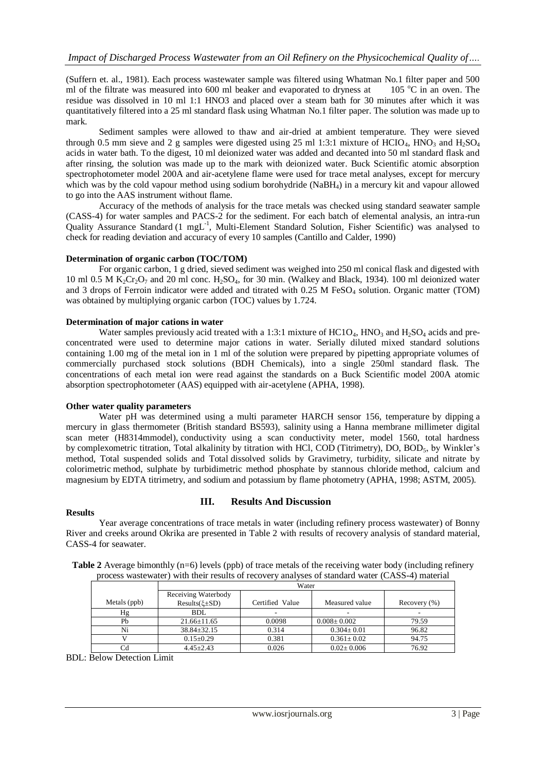(Suffern et. al., 1981). Each process wastewater sample was filtered using Whatman No.1 filter paper and 500 ml of the filtrate was measured into 600 ml beaker and evaporated to dryness at 105 $^oC$ in an oven. The residue was dissolved in 10 ml 1:1 HNO3 and placed over a steam bath for 30 minutes after which it was quantitatively filtered into a 25 ml standard flask using Whatman No.1 filter paper. The solution was made up to mark.

Sediment samples were allowed to thaw and air-dried at ambient temperature. They were sieved through 0.5 mm sieve and 2 g samples were digested using 25 ml 1:3:1 mixture of $HClO_4$, $HNO_3$ and $H_2SO_4$ acids in water bath. To the digest, 10 ml deionized water was added and decanted into 50 ml standard flask and after rinsing, the solution was made up to the mark with deionized water. Buck Scientific atomic absorption spectrophotometer model 200A and air-acetylene flame were used for trace metal analyses, except for mercury which was by the cold vapour method using sodium borohydride ($NaBH_4$) in a mercury kit and vapour allowed to go into the AAS instrument without flame.

Accuracy of the methods of analysis for the trace metals was checked using standard seawater sample (CASS-4) for water samples and PACS-2 for the sediment. For each batch of elemental analysis, an intra-run Quality Assurance Standard (1 $mgL^{-1}$, Multi-Element Standard Solution, Fisher Scientific) was analysed to check for reading deviation and accuracy of every 10 samples (Cantillo and Calder, 1990)

**Determination of organic carbon (TOC/TOM)**

For organic carbon, 1 g dried, sieved sediment was weighed into 250 ml conical flask and digested with 10 ml 0.5 M $K_2Cr_2O_7$ and 20 ml conc. $H_2SO_4$, for 30 min. (Walkey and Black, 1934). 100 ml deionized water and 3 drops of Ferroin indicator were added and titrated with 0.25 M $FeSO_4$ solution. Organic matter (TOM) was obtained by multiplying organic carbon (TOC) values by 1.724.

**Determination of major cations in water**

Water samples previously acid treated with a 1:3:1 mixture of $HC1O_4$, $HNO_3$ and $H_2SO_4$ acids and pre-concentrated were used to determine major cations in water. Serially diluted mixed standard solutions containing 1.00 mg of the metal ion in 1 ml of the solution were prepared by pipetting appropriate volumes of commercially purchased stock solutions (BDH Chemicals), into a single 250ml standard flask. The concentrations of each metal ion were read against the standards on a Buck Scientific model 200A atomic absorption spectrophotometer (AAS) equipped with air-acetylene (APHA, 1998).

**Other water quality parameters**

Water pH was determined using a multi parameter HARCH sensor 156, temperature by dipping a mercury in glass thermometer (British standard BS593), salinity using a Hanna membrane millimeter digital scan meter (H8314mmodel), conductivity using a scan conductivity meter, model 1560, total hardness by complexometric titration, Total alkalinity by titration with HCl, COD (Titrimetry), DO, $BOD_5$, by Winkler's method, Total suspended solids and Total dissolved solids by Gravimetry, turbidity, silicate and nitrate by colorimetric method, sulphate by turbidimetric method phosphate by stannous chloride method, calcium and magnesium by EDTA titrimetry, and sodium and potassium by flame photometry (APHA, 1998; ASTM, 2005).

## III. Results And Discussion

**Results**

Year average concentrations of trace metals in water (including refinery process wastewater) of Bonny River and creeks around Okrika are presented in Table 2 with results of recovery analysis of standard material, CASS-4 for seawater.

**Table 2** Average bimonthly (n=6) levels (ppb) of trace metals of the receiving water body (including refinery process wastewater) with their results of recovery analyses of standard water (CASS-4) material

| | Water | | | |
|---|---|---|---|---|
| Metals (ppb) | Receiving Waterbody Results($\xi$±SD) | Certified Value | Measured value | Recovery (%) |
| Hg | BDL | - | - | - |
| Pb | 21.66±11.65 | 0.0098 | 0.008± 0.002 | 79.59 |
| Ni | 38.84±32.15 | 0.314 | 0.304± 0.01 | 96.82 |
| V | 0.15±0.29 | 0.381 | 0.361± 0.02 | 94.75 |
| Cd | 4.45±2.43 | 0.026 | 0.02± 0.006 | 76.92 |

BDL: Below Detection Limit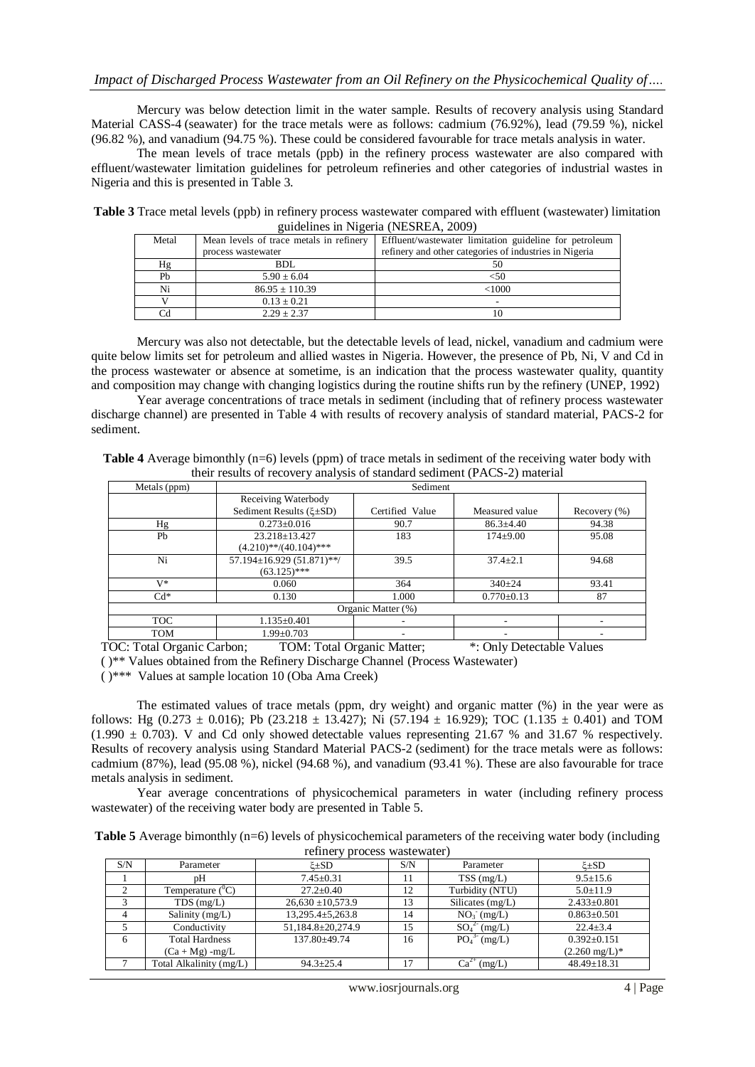Mercury was below detection limit in the water sample. Results of recovery analysis using Standard Material CASS-4 (seawater) for the trace metals were as follows: cadmium (76.92%), lead (79.59 %), nickel (96.82 %), and vanadium (94.75 %). These could be considered favourable for trace metals analysis in water.

The mean levels of trace metals (ppb) in the refinery process wastewater are also compared with effluent/wastewater limitation guidelines for petroleum refineries and other categories of industrial wastes in Nigeria and this is presented in Table 3.

**Table 3** Trace metal levels (ppb) in refinery process wastewater compared with effluent (wastewater) limitation guidelines in Nigeria (NESREA, 2009)

| Metal | Mean levels of trace metals in refinery process wastewater | Effluent/wastewater limitation guideline for petroleum refinery and other categories of industries in Nigeria |
|---|---|---|
| Hg | BDL | 50 |
| Pb | 5.90 ± 6.04 | <50 |
| Ni | 86.95 ± 110.39 | <1000 |
| V | 0.13 ± 0.21 | - |
| Cd | 2.29 ± 2.37 | 10 |

Mercury was also not detectable, but the detectable levels of lead, nickel, vanadium and cadmium were quite below limits set for petroleum and allied wastes in Nigeria. However, the presence of Pb, Ni, V and Cd in the process wastewater or absence at sometime, is an indication that the process wastewater quality, quantity and composition may change with changing logistics during the routine shifts run by the refinery (UNEP, 1992)

Year average concentrations of trace metals in sediment (including that of refinery process wastewater discharge channel) are presented in Table 4 with results of recovery analysis of standard material, PACS-2 for sediment.

**Table 4** Average bimonthly (n=6) levels (ppm) of trace metals in sediment of the receiving water body with their results of recovery analysis of standard sediment (PACS-2) material

| Metals (ppm) | Sediment | | | |
|---|---|---|---|---|
| | Receiving Waterbody Sediment Results (ξ±SD) | Certified Value | Measured value | Recovery (%) |
| Hg | 0.273±0.016 | 90.7 | 86.3±4.40 | 94.38 |
| Pb | 23.218±13.427 (4.210)**/(40.104)*** | 183 | 174±9.00 | 95.08 |
| Ni | 57.194±16.929 (51.871)**/ (63.125)*** | 39.5 | 37.4±2.1 | 94.68 |
| V* | 0.060 | 364 | 340±24 | 93.41 |
| Cd* | 0.130 | 1.000 | 0.770±0.13 | 87 |
| Organic Matter (%) | | | | |
| TOC | 1.135±0.401 | - | - | - |
| TOM | 1.99±0.703 | - | - | - |

TOC: Total Organic Carbon; TOM: Total Organic Matter; *: Only Detectable Values

( )** Values obtained from the Refinery Discharge Channel (Process Wastewater)

( )*** Values at sample location 10 (Oba Ama Creek)

The estimated values of trace metals (ppm, dry weight) and organic matter (%) in the year were as follows: Hg (0.273 ± 0.016); Pb (23.218 ± 13.427); Ni (57.194 ± 16.929); TOC (1.135 ± 0.401) and TOM (1.990 ± 0.703). V and Cd only showed detectable values representing 21.67 % and 31.67 % respectively. Results of recovery analysis using Standard Material PACS-2 (sediment) for the trace metals were as follows: cadmium (87%), lead (95.08 %), nickel (94.68 %), and vanadium (93.41 %). These are also favourable for trace metals analysis in sediment.

Year average concentrations of physicochemical parameters in water (including refinery process wastewater) of the receiving water body are presented in Table 5.

**Table 5** Average bimonthly (n=6) levels of physicochemical parameters of the receiving water body (including refinery process wastewater)

| S/N | Parameter | ξ±SD | S/N | Parameter | ξ±SD |
|---|---|---|---|---|---|
| 1 | pH | 7.45±0.31 | 11 | TSS (mg/L) | 9.5±15.6 |
| 2 | Temperature ($^0$C) | 27.2±0.40 | 12 | Turbidity (NTU) | 5.0±11.9 |
| 3 | TDS (mg/L) | 26,630 ±10,573.9 | 13 | Silicates (mg/L) | 2.433±0.801 |
| 4 | Salinity (mg/L) | 13,295.4±5,263.8 | 14 | $NO_3^-$ (mg/L) | 0.863±0.501 |
| 5 | Conductivity | 51,184.8±20,274.9 | 15 | $SO_4^{2-}$ (mg/L) | 22.4±3.4 |
| 6 | Total Hardness (Ca + Mg) -mg/L | 137.80±49.74 | 16 | $PO_4^{3-}$ (mg/L) | 0.392±0.151 (2.260 mg/L)* |
| 7 | Total Alkalinity (mg/L) | 94.3±25.4 | 17 | $Ca^{2+}$ (mg/L) | 48.49±18.31 |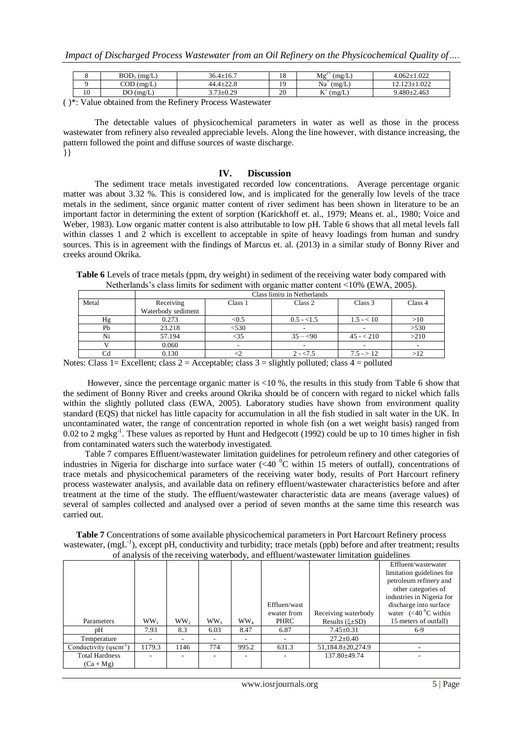| 8 | $BOD_5$ (mg/L) | 36.4±16.7 | 18 | $Mg^{2+}$ (mg/L) | 4.062±1.022 |
|---|---|---|---|---|---|
| 9 | COD (mg/L) | 44.4±22.8 | 19 | $Na^+$ (mg/L) | 12.123±1.022 |
| 10 | DO (mg/L) | 3.73±0.29 | 20 | $K^+$ (mg/L) | 9.480±2.463 |

( )*: Value obtained from the Refinery Process Wastewater

The detectable values of physicochemical parameters in water as well as those in the process wastewater from refinery also revealed appreciable levels. Along the line however, with distance increasing, the pattern followed the point and diffuse sources of waste discharge.
}}

## IV. Discussion

The sediment trace metals investigated recorded low concentrations. Average percentage organic matter was about 3.32 %. This is considered low, and is implicated for the generally low levels of the trace metals in the sediment, since organic matter content of river sediment has been shown in literature to be an important factor in determining the extent of sorption (Karickhoff et. al., 1979; Means et. al., 1980; Voice and Weber, 1983). Low organic matter content is also attributable to low pH. Table 6 shows that all metal levels fall within classes 1 and 2 which is excellent to acceptable in spite of heavy loadings from human and sundry sources. This is in agreement with the findings of Marcus et. al. (2013) in a similar study of Bonny River and creeks around Okrika.

**Table 6** Levels of trace metals (ppm, dry weight) in sediment of the receiving water body compared with Netherlands's class limits for sediment with organic matter content <10% (EWA, 2005).

| Metal | Receiving Waterbody sediment | Class limits in Netherlands | | | |
|---|---|---|---|---|---|
| | | Class 1 | Class 2 | Class 3 | Class 4 |
| Hg | 0.273 | <0.5 | 0.5 - <1.5 | 1.5 - < 10 | >10 |
| Pb | 23.218 | <530 | - | - | >530 |
| Ni | 57.194 | <35 | 35 – <90 | 45 - < 210 | >210 |
| V | 0.060 | - | - | - | - |
| Cd | 0.130 | <2 | 2 - <7.5 | 7.5 - > 12 | >12 |

Notes: Class 1= Excellent; class 2 = Acceptable; class 3 = slightly polluted; class 4 = polluted

However, since the percentage organic matter is <10 %, the results in this study from Table 6 show that the sediment of Bonny River and creeks around Okrika should be of concern with regard to nickel which falls within the slightly polluted class (EWA, 2005). Laboratory studies have shown from environment quality standard (EQS) that nickel has little capacity for accumulation in all the fish studied in salt water in the UK. In uncontaminated water, the range of concentration reported in whole fish (on a wet weight basis) ranged from 0.02 to 2 $mgkg^{-1}$. These values as reported by Hunt and Hedgecott (1992) could be up to 10 times higher in fish from contaminated waters such the waterbody investigated.

Table 7 compares Effluent/wastewater limitation guidelines for petroleum refinery and other categories of industries in Nigeria for discharge into surface water (<40 $^0$C within 15 meters of outfall), concentrations of trace metals and physicochemical parameters of the receiving water body, results of Port Harcourt refinery process wastewater analysis, and available data on refinery effluent/wastewater characteristics before and after treatment at the time of the study. The effluent/wastewater characteristic data are means (average values) of several of samples collected and analysed over a period of seven months at the same time this research was carried out.

**Table 7** Concentrations of some available physicochemical parameters in Port Harcourt Refinery process wastewater, ($mgL^{-1}$), except pH, conductivity and turbidity; trace metals (ppb) before and after treatment; results of analysis of the receiving waterbody, and effluent/wastewater limitation guidelines

| Parameters | $WW_1$ | $WW_2$ | $WW_3$ | $WW_4$ | Effluen/wast ewater from PHRC | Receiving waterbody Results ($\xi$±SD) | Effluent/wastewater limitation guidelines for petroleum refinery and other categories of industries in Nigeria for discharge into surface water (<40 $^0$C within 15 meters of outfall) |
|---|---|---|---|---|---|---|---|
| pH | 7.93 | 8.3 | 6.03 | 8.47 | 6.87 | 7.45±0.31 | 6-9 |
| Temperature | - | - | - | - | - | 27.2±0.40 | |
| Conductivity (ηscm$^{-1}$) | 1179.3 | 1146 | 774 | 995.2 | 631.3 | 51,184.8±20,274.9 | - |
| Total Hardness (Ca + Mg) | - | - | - | - | - | 137.80±49.74 | - |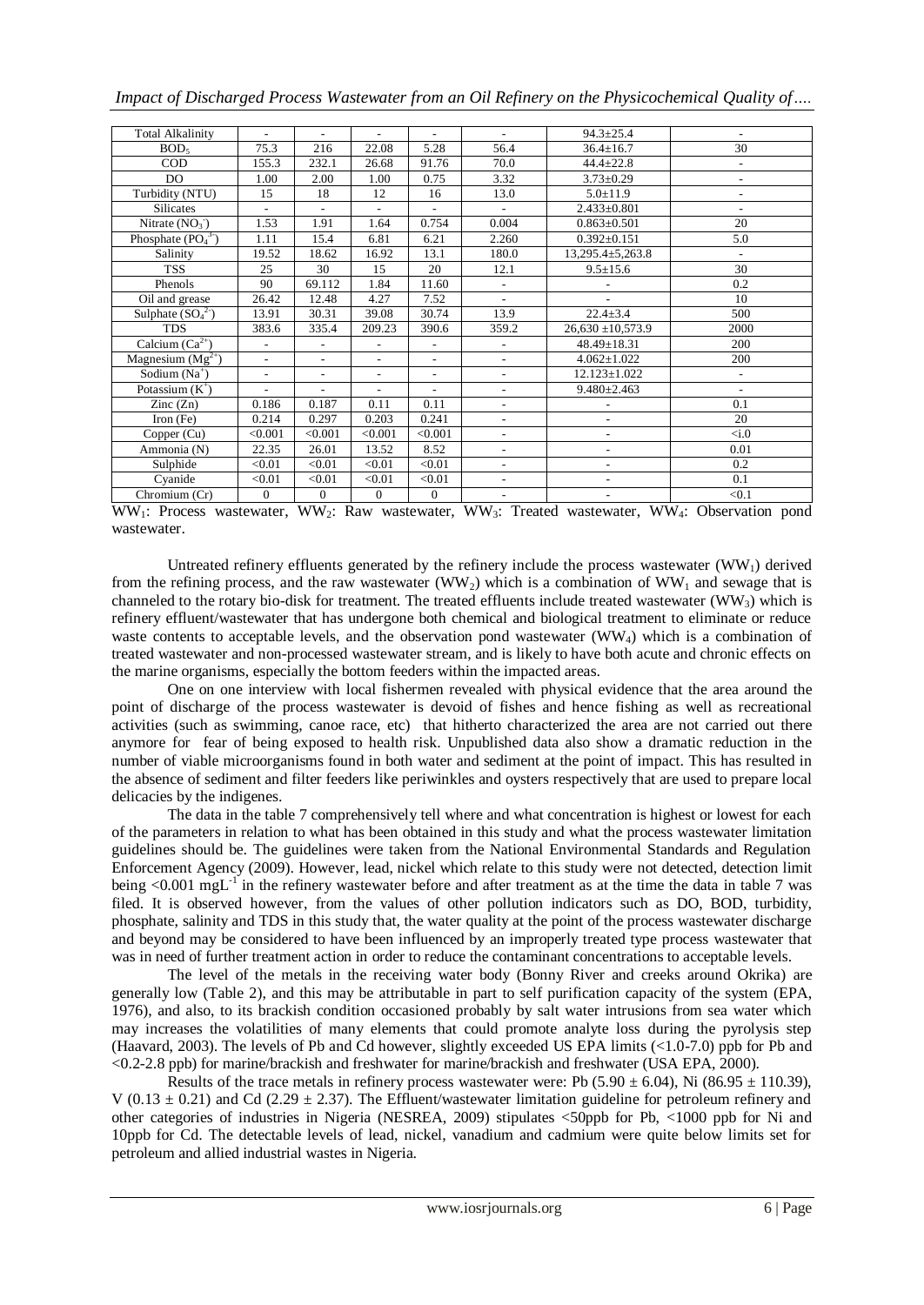| Total Alkalinity | - | - | - | - | - | 94.3±25.4 | - |
|---|---|---|---|---|---|---|---|
| $BOD_5$ | 75.3 | 216 | 22.08 | 5.28 | 56.4 | 36.4±16.7 | 30 |
| COD | 155.3 | 232.1 | 26.68 | 91.76 | 70.0 | 44.4±22.8 | - |
| DO | 1.00 | 2.00 | 1.00 | 0.75 | 3.32 | 3.73±0.29 | - |
| Turbidity (NTU) | 15 | 18 | 12 | 16 | 13.0 | 5.0±11.9 | - |
| Silicates | - | - | - | - | - | 2.433±0.801 | - |
| Nitrate ($NO_3^-$) | 1.53 | 1.91 | 1.64 | 0.754 | 0.004 | 0.863±0.501 | 20 |
| Phosphate ($PO_4^{3-}$) | 1.11 | 15.4 | 6.81 | 6.21 | 2.260 | 0.392±0.151 | 5.0 |
| Salinity | 19.52 | 18.62 | 16.92 | 13.1 | 180.0 | 13,295.4±5,263.8 | - |
| TSS | 25 | 30 | 15 | 20 | 12.1 | 9.5±15.6 | 30 |
| Phenols | 90 | 69.112 | 1.84 | 11.60 | - | - | 0.2 |
| Oil and grease | 26.42 | 12.48 | 4.27 | 7.52 | - | - | 10 |
| Sulphate ($SO_4^{2-}$) | 13.91 | 30.31 | 39.08 | 30.74 | 13.9 | 22.4±3.4 | 500 |
| TDS | 383.6 | 335.4 | 209.23 | 390.6 | 359.2 | 26,630 ±10,573.9 | 2000 |
| Calcium ($Ca^{2+}$) | - | - | - | - | - | 48.49±18.31 | 200 |
| Magnesium ($Mg^{2+}$) | - | - | - | - | - | 4.062±1.022 | 200 |
| Sodium ($Na^+$) | - | - | - | - | - | 12.123±1.022 | - |
| Potassium ($K^+$) | - | - | - | - | - | 9.480±2.463 | - |
| Zinc (Zn) | 0.186 | 0.187 | 0.11 | 0.11 | - | - | 0.1 |
| Iron (Fe) | 0.214 | 0.297 | 0.203 | 0.241 | - | - | 20 |
| Copper (Cu) | <0.001 | <0.001 | <0.001 | <0.001 | - | - | <i.0 |
| Ammonia (N) | 22.35 | 26.01 | 13.52 | 8.52 | - | - | 0.01 |
| Sulphide | <0.01 | <0.01 | <0.01 | <0.01 | - | - | 0.2 |
| Cyanide | <0.01 | <0.01 | <0.01 | <0.01 | - | - | 0.1 |
| Chromium (Cr) | 0 | 0 | 0 | 0 | - | - | <0.1 |

$WW_1$: Process wastewater, $WW_2$: Raw wastewater, $WW_3$: Treated wastewater, $WW_4$: Observation pond wastewater.

Untreated refinery effluents generated by the refinery include the process wastewater ($WW_1$) derived from the refining process, and the raw wastewater ($WW_2$) which is a combination of $WW_1$ and sewage that is channeled to the rotary bio-disk for treatment. The treated effluents include treated wastewater ($WW_3$) which is refinery effluent/wastewater that has undergone both chemical and biological treatment to eliminate or reduce waste contents to acceptable levels, and the observation pond wastewater ($WW_4$) which is a combination of treated wastewater and non-processed wastewater stream, and is likely to have both acute and chronic effects on the marine organisms, especially the bottom feeders within the impacted areas.

One on one interview with local fishermen revealed with physical evidence that the area around the point of discharge of the process wastewater is devoid of fishes and hence fishing as well as recreational activities (such as swimming, canoe race, etc) that hitherto characterized the area are not carried out there anymore for fear of being exposed to health risk. Unpublished data also show a dramatic reduction in the number of viable microorganisms found in both water and sediment at the point of impact. This has resulted in the absence of sediment and filter feeders like periwinkles and oysters respectively that are used to prepare local delicacies by the indigenes.

The data in the table 7 comprehensively tell where and what concentration is highest or lowest for each of the parameters in relation to what has been obtained in this study and what the process wastewater limitation guidelines should be. The guidelines were taken from the National Environmental Standards and Regulation Enforcement Agency (2009). However, lead, nickel which relate to this study were not detected, detection limit being <0.001 $mgL^{-1}$ in the refinery wastewater before and after treatment as at the time the data in table 7 was filed. It is observed however, from the values of other pollution indicators such as DO, BOD, turbidity, phosphate, salinity and TDS in this study that, the water quality at the point of the process wastewater discharge and beyond may be considered to have been influenced by an improperly treated type process wastewater that was in need of further treatment action in order to reduce the contaminant concentrations to acceptable levels.

The level of the metals in the receiving water body (Bonny River and creeks around Okrika) are generally low (Table 2), and this may be attributable in part to self purification capacity of the system (EPA, 1976), and also, to its brackish condition occasioned probably by salt water intrusions from sea water which may increases the volatilities of many elements that could promote analyte loss during the pyrolysis step (Haavard, 2003). The levels of Pb and Cd however, slightly exceeded US EPA limits (<1.0-7.0) ppb for Pb and <0.2-2.8 ppb) for marine/brackish and freshwater for marine/brackish and freshwater (USA EPA, 2000).

Results of the trace metals in refinery process wastewater were: Pb (5.90 ± 6.04), Ni (86.95 ± 110.39), V (0.13 ± 0.21) and Cd (2.29 ± 2.37). The Effluent/wastewater limitation guideline for petroleum refinery and other categories of industries in Nigeria (NESREA, 2009) stipulates <50ppb for Pb, <1000 ppb for Ni and 10ppb for Cd. The detectable levels of lead, nickel, vanadium and cadmium were quite below limits set for petroleum and allied industrial wastes in Nigeria.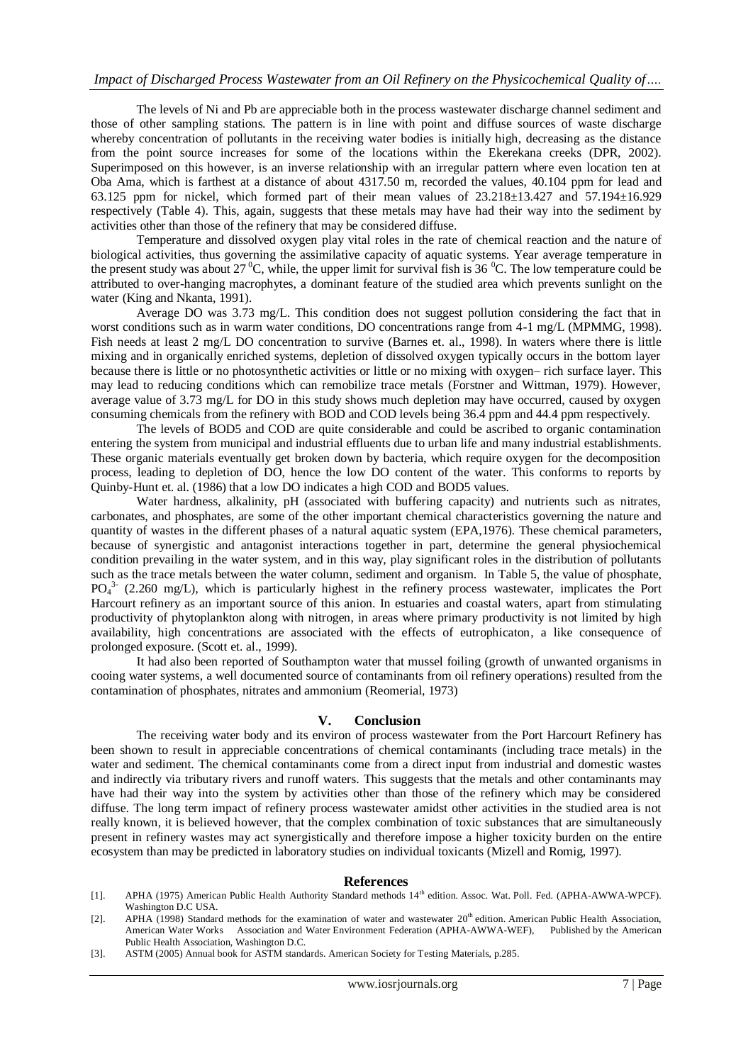The levels of Ni and Pb are appreciable both in the process wastewater discharge channel sediment and those of other sampling stations. The pattern is in line with point and diffuse sources of waste discharge whereby concentration of pollutants in the receiving water bodies is initially high, decreasing as the distance from the point source increases for some of the locations within the Ekerekana creeks (DPR, 2002). Superimposed on this however, is an inverse relationship with an irregular pattern where even location ten at Oba Ama, which is farthest at a distance of about 4317.50 m, recorded the values, 40.104 ppm for lead and 63.125 ppm for nickel, which formed part of their mean values of 23.218±13.427 and 57.194±16.929 respectively (Table 4). This, again, suggests that these metals may have had their way into the sediment by activities other than those of the refinery that may be considered diffuse.

Temperature and dissolved oxygen play vital roles in the rate of chemical reaction and the nature of biological activities, thus governing the assimilative capacity of aquatic systems. Year average temperature in the present study was about 27 $^0$C, while, the upper limit for survival fish is 36 $^0$C. The low temperature could be attributed to over-hanging macrophytes, a dominant feature of the studied area which prevents sunlight on the water (King and Nkanta, 1991).

Average DO was 3.73 mg/L. This condition does not suggest pollution considering the fact that in worst conditions such as in warm water conditions, DO concentrations range from 4-1 mg/L (MPMMG, 1998). Fish needs at least 2 mg/L DO concentration to survive (Barnes et. al., 1998). In waters where there is little mixing and in organically enriched systems, depletion of dissolved oxygen typically occurs in the bottom layer because there is little or no photosynthetic activities or little or no mixing with oxygen– rich surface layer. This may lead to reducing conditions which can remobilize trace metals (Forstner and Wittman, 1979). However, average value of 3.73 mg/L for DO in this study shows much depletion may have occurred, caused by oxygen consuming chemicals from the refinery with BOD and COD levels being 36.4 ppm and 44.4 ppm respectively.

The levels of BOD5 and COD are quite considerable and could be ascribed to organic contamination entering the system from municipal and industrial effluents due to urban life and many industrial establishments. These organic materials eventually get broken down by bacteria, which require oxygen for the decomposition process, leading to depletion of DO, hence the low DO content of the water. This conforms to reports by Quinby-Hunt et. al. (1986) that a low DO indicates a high COD and BOD5 values.

Water hardness, alkalinity, pH (associated with buffering capacity) and nutrients such as nitrates, carbonates, and phosphates, are some of the other important chemical characteristics governing the nature and quantity of wastes in the different phases of a natural aquatic system (EPA,1976). These chemical parameters, because of synergistic and antagonist interactions together in part, determine the general physiochemical condition prevailing in the water system, and in this way, play significant roles in the distribution of pollutants such as the trace metals between the water column, sediment and organism. In Table 5, the value of phosphate, $PO_4^{3-}$ (2.260 mg/L), which is particularly highest in the refinery process wastewater, implicates the Port Harcourt refinery as an important source of this anion. In estuaries and coastal waters, apart from stimulating productivity of phytoplankton along with nitrogen, in areas where primary productivity is not limited by high availability, high concentrations are associated with the effects of eutrophicaton, a like consequence of prolonged exposure. (Scott et. al., 1999).

It had also been reported of Southampton water that mussel foiling (growth of unwanted organisms in cooing water systems, a well documented source of contaminants from oil refinery operations) resulted from the contamination of phosphates, nitrates and ammonium (Reomerial, 1973)

## V. Conclusion

The receiving water body and its environ of process wastewater from the Port Harcourt Refinery has been shown to result in appreciable concentrations of chemical contaminants (including trace metals) in the water and sediment. The chemical contaminants come from a direct input from industrial and domestic wastes and indirectly via tributary rivers and runoff waters. This suggests that the metals and other contaminants may have had their way into the system by activities other than those of the refinery which may be considered diffuse. The long term impact of refinery process wastewater amidst other activities in the studied area is not really known, it is believed however, that the complex combination of toxic substances that are simultaneously present in refinery wastes may act synergistically and therefore impose a higher toxicity burden on the entire ecosystem than may be predicted in laboratory studies on individual toxicants (Mizell and Romig, 1997).

## References

[1]. APHA (1975) American Public Health Authority Standard methods 14th edition. Assoc. Wat. Poll. Fed. (APHA-AWWA-WPCF). Washington D.C USA.

[2]. APHA (1998) Standard methods for the examination of water and wastewater 20th edition. American Public Health Association, American Water Works Association and Water Environment Federation (APHA-AWWA-WEF), Published by the American Public Health Association, Washington D.C.

[3]. ASTM (2005) Annual book for ASTM standards. American Society for Testing Materials, p.285.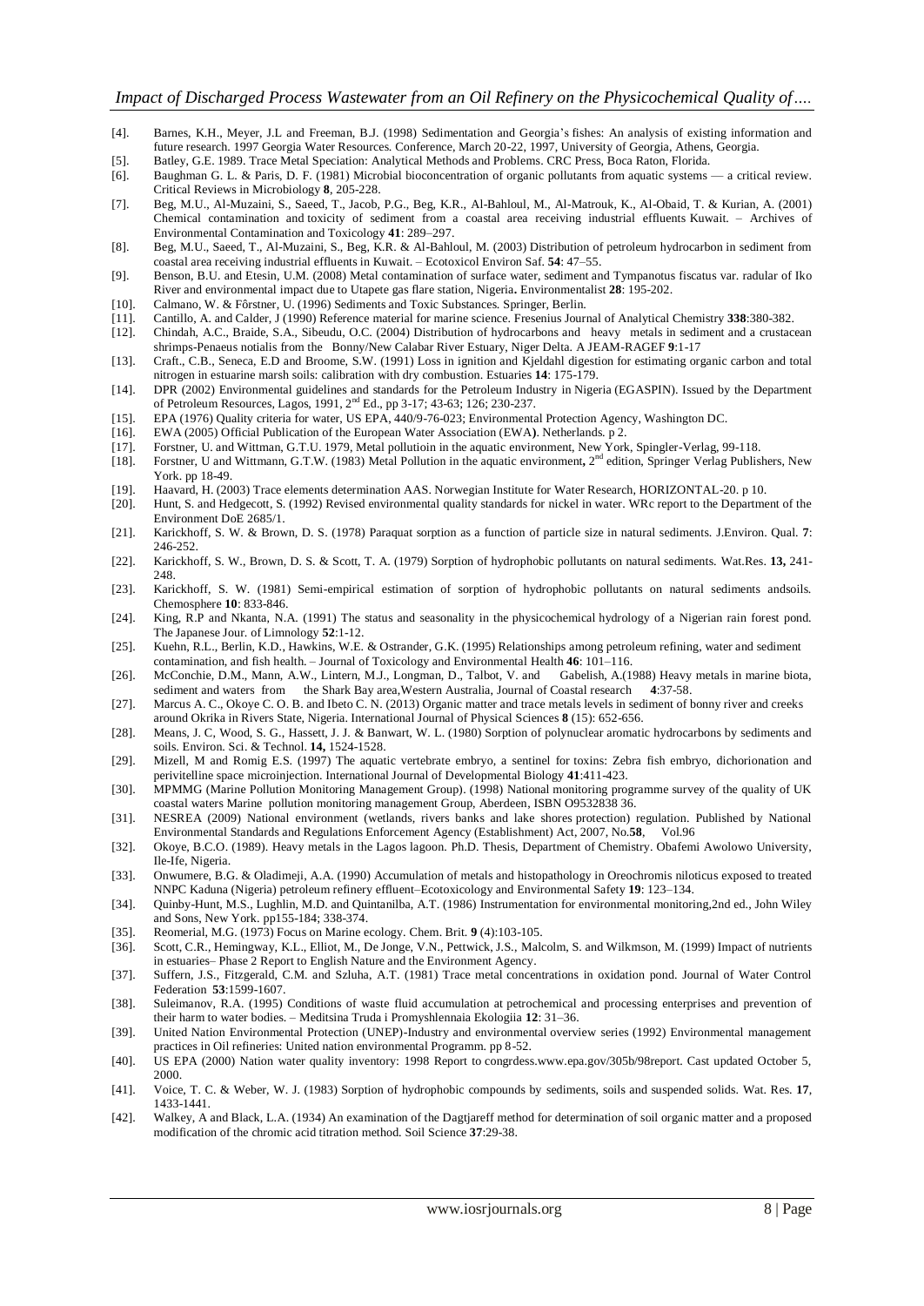[4]. Barnes, K.H., Meyer, J.L and Freeman, B.J. (1998) Sedimentation and Georgia's fishes: An analysis of existing information and future research. 1997 Georgia Water Resources. Conference, March 20-22, 1997, University of Georgia, Athens, Georgia.

[5]. Batley, G.E. 1989. Trace Metal Speciation: Analytical Methods and Problems. CRC Press, Boca Raton, Florida.

[6]. Baughman G. L. & Paris, D. F. (1981) Microbial bioconcentration of organic pollutants from aquatic systems — a critical review. Critical Reviews in Microbiology **8**, 205-228.

[7]. Beg, M.U., Al-Muzaini, S., Saeed, T., Jacob, P.G., Beg, K.R., Al-Bahloul, M., Al-Matrouk, K., Al-Obaid, T. & Kurian, A. (2001) Chemical contamination and toxicity of sediment from a coastal area receiving industrial effluents Kuwait. – Archives of Environmental Contamination and Toxicology **41**: 289–297.

[8]. Beg, M.U., Saeed, T., Al-Muzaini, S., Beg, K.R. & Al-Bahloul, M. (2003) Distribution of petroleum hydrocarbon in sediment from coastal area receiving industrial effluents in Kuwait. – Ecotoxicol Environ Saf. **54**: 47–55.

[9]. Benson, B.U. and Etesin, U.M. (2008) Metal contamination of surface water, sediment and Tympanotus fiscatus var. radular of Iko River and environmental impact due to Utapete gas flare station, Nigeria**.** Environmentalist **28**: 195-202.

[10]. Calmano, W. & Fôrstner, U. (1996) Sediments and Toxic Substances. Springer, Berlin.

[11]. Cantillo, A. and Calder, J (1990) Reference material for marine science. Fresenius Journal of Analytical Chemistry **338**:380-382.

[12]. Chindah, A.C., Braide, S.A., Sibeudu, O.C. (2004) Distribution of hydrocarbons and heavy metals in sediment and a crustacean shrimps-Penaeus notialis from the Bonny/New Calabar River Estuary, Niger Delta. A JEAM-RAGEF **9**:1-17

[13]. Craft., C.B., Seneca, E.D and Broome, S.W. (1991) Loss in ignition and Kjeldahl digestion for estimating organic carbon and total nitrogen in estuarine marsh soils: calibration with dry combustion. Estuaries **14**: 175-179.

[14]. DPR (2002) Environmental guidelines and standards for the Petroleum Industry in Nigeria (EGASPIN). Issued by the Department of Petroleum Resources, Lagos, 1991, 2nd Ed., pp 3-17; 43-63; 126; 230-237.

[15]. EPA (1976) Quality criteria for water, US EPA, 440/9-76-023; Environmental Protection Agency, Washington DC.

[16]. EWA (2005) Official Publication of the European Water Association (EWA**)**. Netherlands. p 2.

[17]. Forstner, U. and Wittman, G.T.U. 1979, Metal pollutioin in the aquatic environment, New York, Spingler-Verlag, 99-118.

[18]. Forstner, U and Wittmann, G.T.W. (1983) Metal Pollution in the aquatic environment**,** 2nd edition, Springer Verlag Publishers, New York. pp 18-49.

[19]. Haavard, H. (2003) Trace elements determination AAS. Norwegian Institute for Water Research, HORIZONTAL-20. p 10.

[20]. Hunt, S. and Hedgecott, S. (1992) Revised environmental quality standards for nickel in water. WRc report to the Department of the Environment DoE 2685/1.

[21]. Karickhoff, S. W. & Brown, D. S. (1978) Paraquat sorption as a function of particle size in natural sediments. J.Environ. Qual. **7**: 246-252.

[22]. Karickhoff, S. W., Brown, D. S. & Scott, T. A. (1979) Sorption of hydrophobic pollutants on natural sediments. Wat.Res. **13,** 241-248.

[23]. Karickhoff, S. W. (1981) Semi-empirical estimation of sorption of hydrophobic pollutants on natural sediments andsoils. Chemosphere **10**: 833-846.

[24]. King, R.P and Nkanta, N.A. (1991) The status and seasonality in the physicochemical hydrology of a Nigerian rain forest pond. The Japanese Jour. of Limnology **52**:1-12.

[25]. Kuehn, R.L., Berlin, K.D., Hawkins, W.E. & Ostrander, G.K. (1995) Relationships among petroleum refining, water and sediment contamination, and fish health. – Journal of Toxicology and Environmental Health **46**: 101–116.

[26]. McConchie, D.M., Mann, A.W., Lintern, M.J., Longman, D., Talbot, V. and Gabelish, A.(1988) Heavy metals in marine biota, sediment and waters from the Shark Bay area,Western Australia, Journal of Coastal research **4**:37-58.

[27]. Marcus A. C., Okoye C. O. B. and Ibeto C. N. (2013) Organic matter and trace metals levels in sediment of bonny river and creeks around Okrika in Rivers State, Nigeria. International Journal of Physical Sciences **8** (15): 652-656.

[28]. Means, J. C, Wood, S. G., Hassett, J. J. & Banwart, W. L. (1980) Sorption of polynuclear aromatic hydrocarbons by sediments and soils. Environ. Sci. & Technol. **14,** 1524-1528.

[29]. Mizell, M and Romig E.S. (1997) The aquatic vertebrate embryo, a sentinel for toxins: Zebra fish embryo, dichorionation and perivitelline space microinjection. International Journal of Developmental Biology **41**:411-423.

[30]. MPMMG (Marine Pollution Monitoring Management Group). (1998) National monitoring programme survey of the quality of UK coastal waters Marine pollution monitoring management Group, Aberdeen, ISBN O9532838 36.

[31]. NESREA (2009) National environment (wetlands, rivers banks and lake shores protection) regulation. Published by National Environmental Standards and Regulations Enforcement Agency (Establishment) Act, 2007, No.**58**, Vol.96

[32]. Okoye, B.C.O. (1989). Heavy metals in the Lagos lagoon. Ph.D. Thesis, Department of Chemistry. Obafemi Awolowo University, Ile-Ife, Nigeria.

[33]. Onwumere, B.G. & Oladimeji, A.A. (1990) Accumulation of metals and histopathology in Oreochromis niloticus exposed to treated NNPC Kaduna (Nigeria) petroleum refinery effluent–Ecotoxicology and Environmental Safety **19**: 123–134.

[34]. Quinby-Hunt, M.S., Lughlin, M.D. and Quintanilba, A.T. (1986) Instrumentation for environmental monitoring,2nd ed., John Wiley and Sons, New York. pp155-184; 338-374.

[35]. Reomerial, M.G. (1973) Focus on Marine ecology. Chem. Brit. **9** (4):103-105.

[36]. Scott, C.R., Hemingway, K.L., Elliot, M., De Jonge, V.N., Pettwick, J.S., Malcolm, S. and Wilkmson, M. (1999) Impact of nutrients in estuaries– Phase 2 Report to English Nature and the Environment Agency.

[37]. Suffern, J.S., Fitzgerald, C.M. and Szluha, A.T. (1981) Trace metal concentrations in oxidation pond. Journal of Water Control Federation **53**:1599-1607.

[38]. Suleimanov, R.A. (1995) Conditions of waste fluid accumulation at petrochemical and processing enterprises and prevention of their harm to water bodies. – Meditsina Truda i Promyshlennaia Ekologiia **12**: 31–36.

[39]. United Nation Environmental Protection (UNEP)-Industry and environmental overview series (1992) Environmental management practices in Oil refineries: United nation environmental Programm. pp 8-52.

[40]. US EPA (2000) Nation water quality inventory: 1998 Report to congrdess.www.epa.gov/305b/98report. Cast updated October 5, 2000.

[41]. Voice, T. C. & Weber, W. J. (1983) Sorption of hydrophobic compounds by sediments, soils and suspended solids. Wat. Res. **17**, 1433-1441.

[42]. Walkey, A and Black, L.A. (1934) An examination of the Dagtjareff method for determination of soil organic matter and a proposed modification of the chromic acid titration method. Soil Science **37**:29-38.